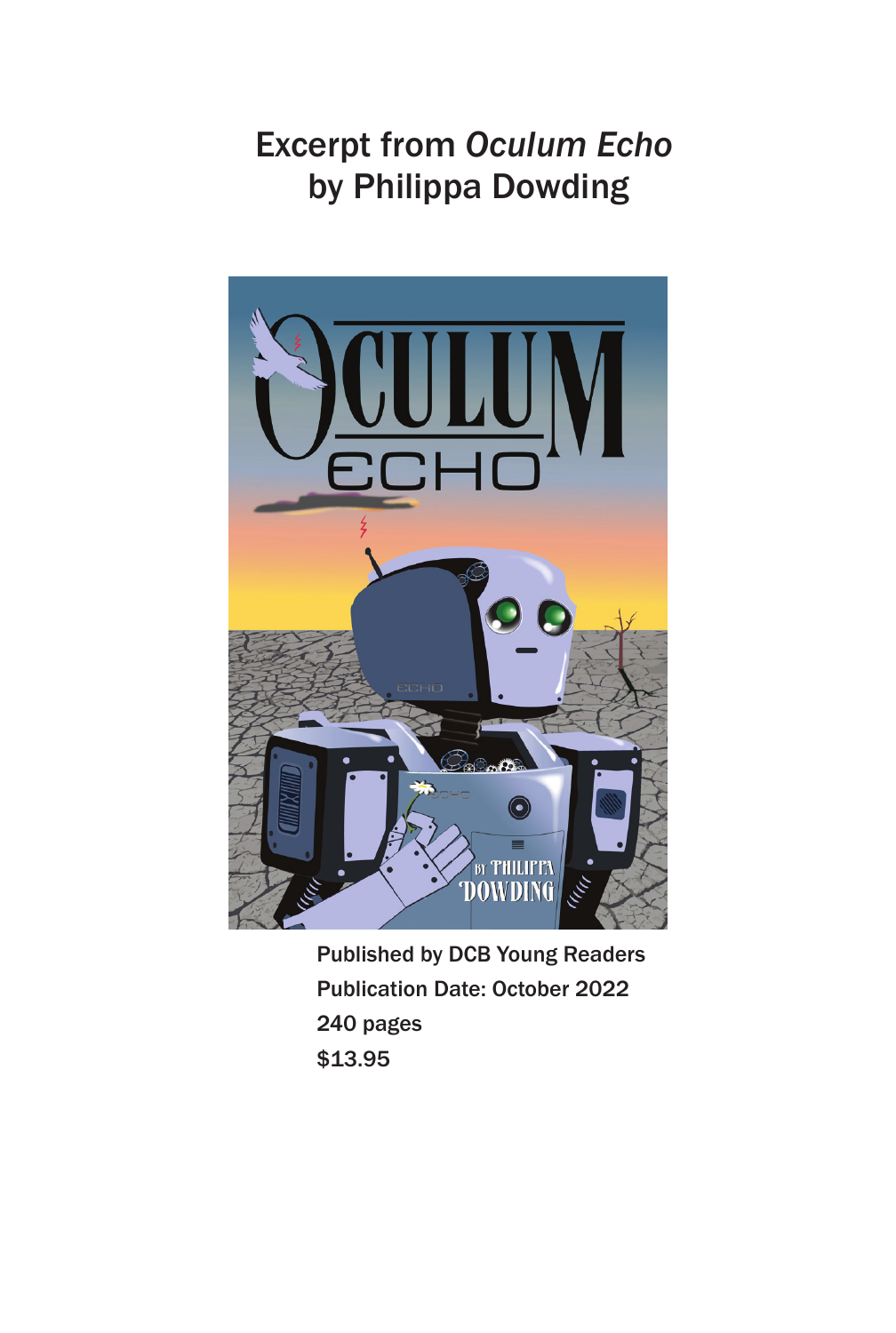# Excerpt from *Oculum Echo* by Philippa Dowding

Published by DCB Young Readers
Publication Date: October 2022
240 pages
$13.95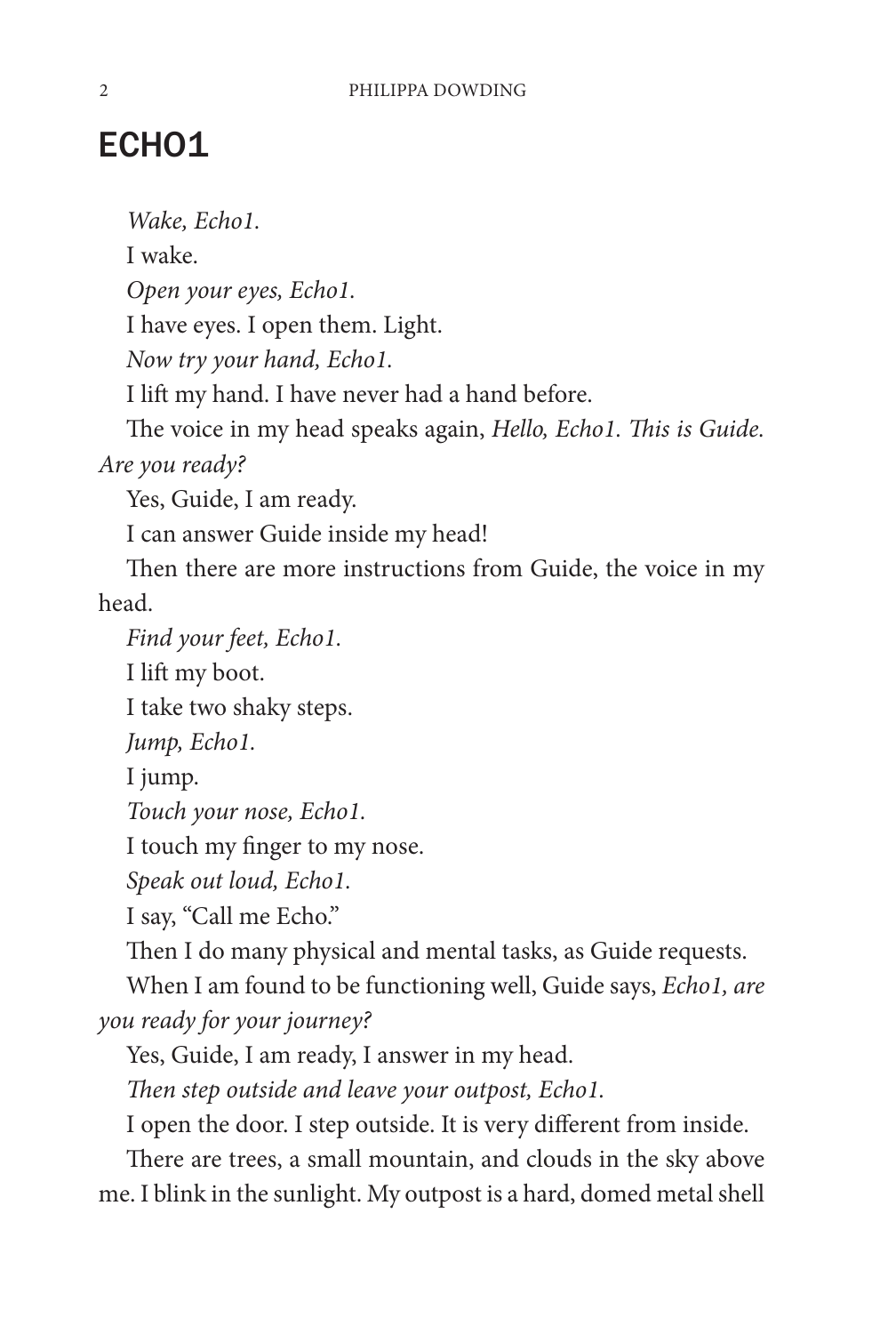## ECHO1

*Wake, Echo1.*

I wake.

*Open your eyes, Echo1.*

I have eyes. I open them. Light.

*Now try your hand, Echo1.*

I lift my hand. I have never had a hand before.

The voice in my head speaks again, *Hello, Echo1. This is Guide. Are you ready?*

Yes, Guide, I am ready.

I can answer Guide inside my head!

Then there are more instructions from Guide, the voice in my head.

*Find your feet, Echo1.*

I lift my boot.

I take two shaky steps.

*Jump, Echo1.*

I jump.

*Touch your nose, Echo1.*

I touch my finger to my nose.

*Speak out loud, Echo1.*

I say, "Call me Echo."

Then I do many physical and mental tasks, as Guide requests.

When I am found to be functioning well, Guide says, *Echo1, are you ready for your journey?*

Yes, Guide, I am ready, I answer in my head.

*Then step outside and leave your outpost, Echo1.*

I open the door. I step outside. It is very different from inside.

There are trees, a small mountain, and clouds in the sky above me. I blink in the sunlight. My outpost is a hard, domed metal shell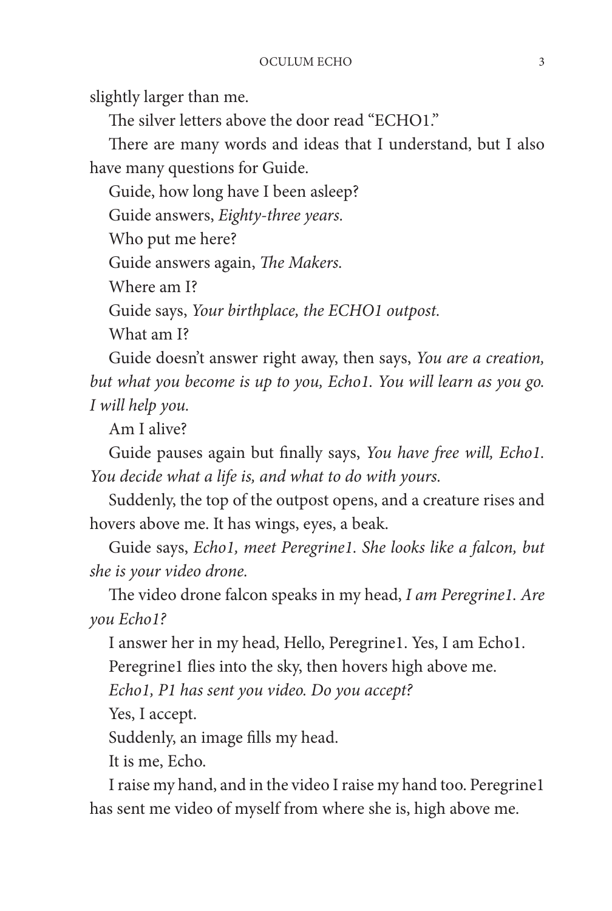slightly larger than me.

The silver letters above the door read "ECHO1."

There are many words and ideas that I understand, but I also have many questions for Guide.

Guide, how long have I been asleep?

Guide answers, *Eighty-three years.*

Who put me here?

Guide answers again, *The Makers.*

Where am I?

Guide says, *Your birthplace, the ECHO1 outpost.*

What am I?

Guide doesn't answer right away, then says, *You are a creation, but what you become is up to you, Echo1. You will learn as you go. I will help you.*

Am I alive?

Guide pauses again but finally says, *You have free will, Echo1. You decide what a life is, and what to do with yours.*

Suddenly, the top of the outpost opens, and a creature rises and hovers above me. It has wings, eyes, a beak.

Guide says, *Echo1, meet Peregrine1. She looks like a falcon, but she is your video drone.*

The video drone falcon speaks in my head, *I am Peregrine1. Are you Echo1?*

I answer her in my head, Hello, Peregrine1. Yes, I am Echo1.

Peregrine1 flies into the sky, then hovers high above me.

*Echo1, P1 has sent you video. Do you accept?*

Yes, I accept.

Suddenly, an image fills my head.

It is me, Echo.

I raise my hand, and in the video I raise my hand too. Peregrine1 has sent me video of myself from where she is, high above me.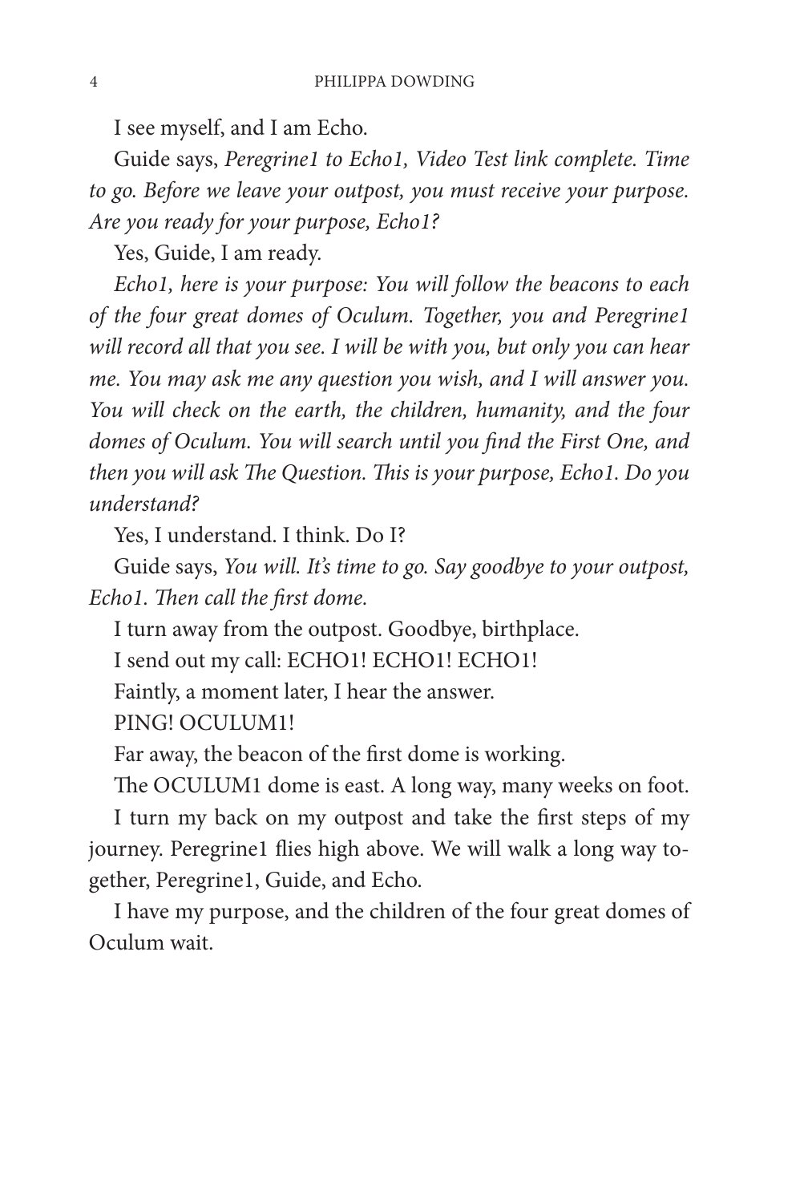I see myself, and I am Echo.

Guide says, *Peregrine1 to Echo1, Video Test link complete. Time to go. Before we leave your outpost, you must receive your purpose. Are you ready for your purpose, Echo1?*

Yes, Guide, I am ready.

*Echo1, here is your purpose: You will follow the beacons to each of the four great domes of Oculum. Together, you and Peregrine1 will record all that you see. I will be with you, but only you can hear me. You may ask me any question you wish, and I will answer you. You will check on the earth, the children, humanity, and the four domes of Oculum. You will search until you find the First One, and then you will ask The Question. This is your purpose, Echo1. Do you understand?*

Yes, I understand. I think. Do I?

Guide says, *You will. It's time to go. Say goodbye to your outpost, Echo1. Then call the first dome.*

I turn away from the outpost. Goodbye, birthplace.

I send out my call: ECHO1! ECHO1! ECHO1!

Faintly, a moment later, I hear the answer.

PING! OCULUM1!

Far away, the beacon of the first dome is working.

The OCULUM1 dome is east. A long way, many weeks on foot.

I turn my back on my outpost and take the first steps of my journey. Peregrine1 flies high above. We will walk a long way together, Peregrine1, Guide, and Echo.

I have my purpose, and the children of the four great domes of Oculum wait.